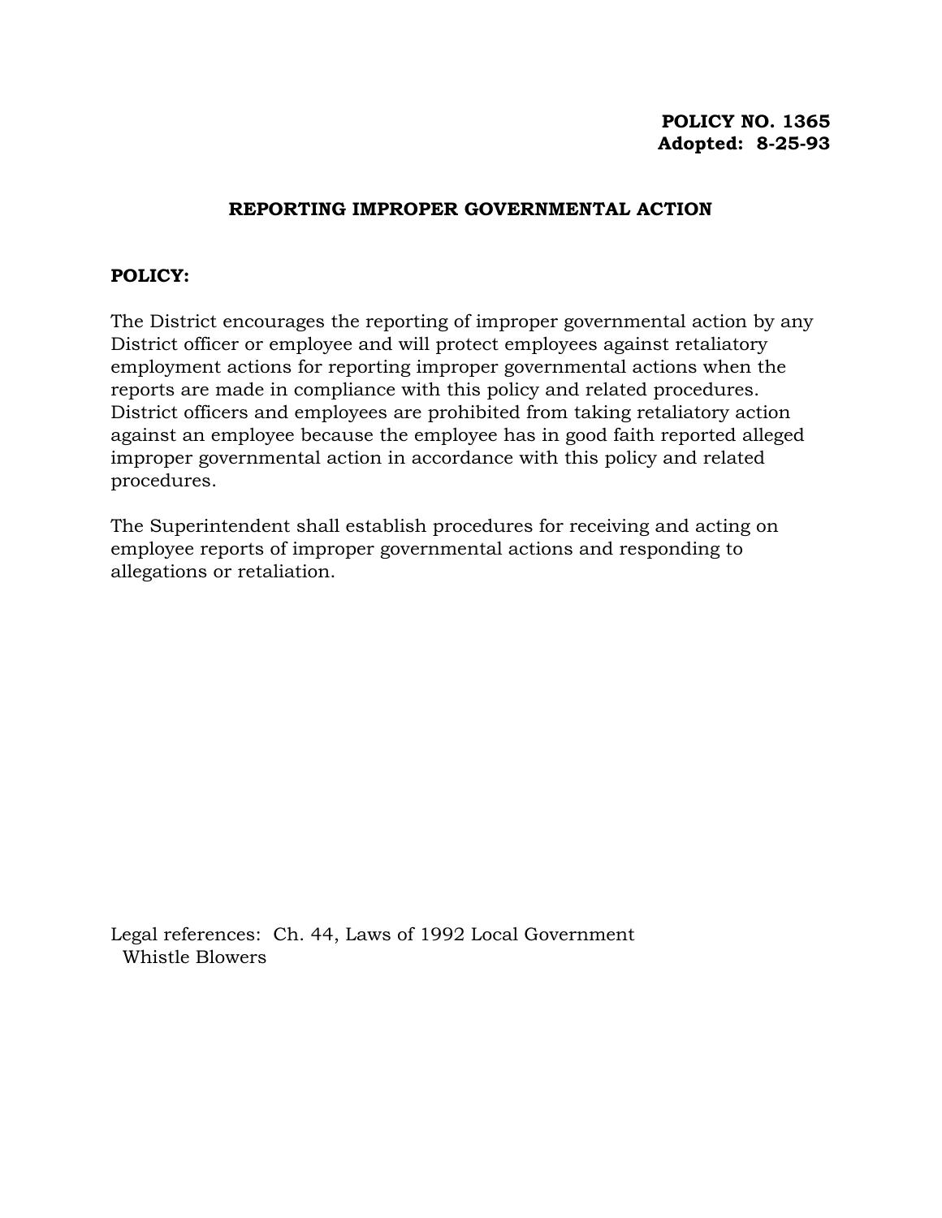**POLICY NO. 1365**
**Adopted: 8-25-93**

## REPORTING IMPROPER GOVERNMENTAL ACTION

**POLICY:**

The District encourages the reporting of improper governmental action by any District officer or employee and will protect employees against retaliatory employment actions for reporting improper governmental actions when the reports are made in compliance with this policy and related procedures. District officers and employees are prohibited from taking retaliatory action against an employee because the employee has in good faith reported alleged improper governmental action in accordance with this policy and related procedures.

The Superintendent shall establish procedures for receiving and acting on employee reports of improper governmental actions and responding to allegations or retaliation.

Legal references: Ch. 44, Laws of 1992 Local Government Whistle Blowers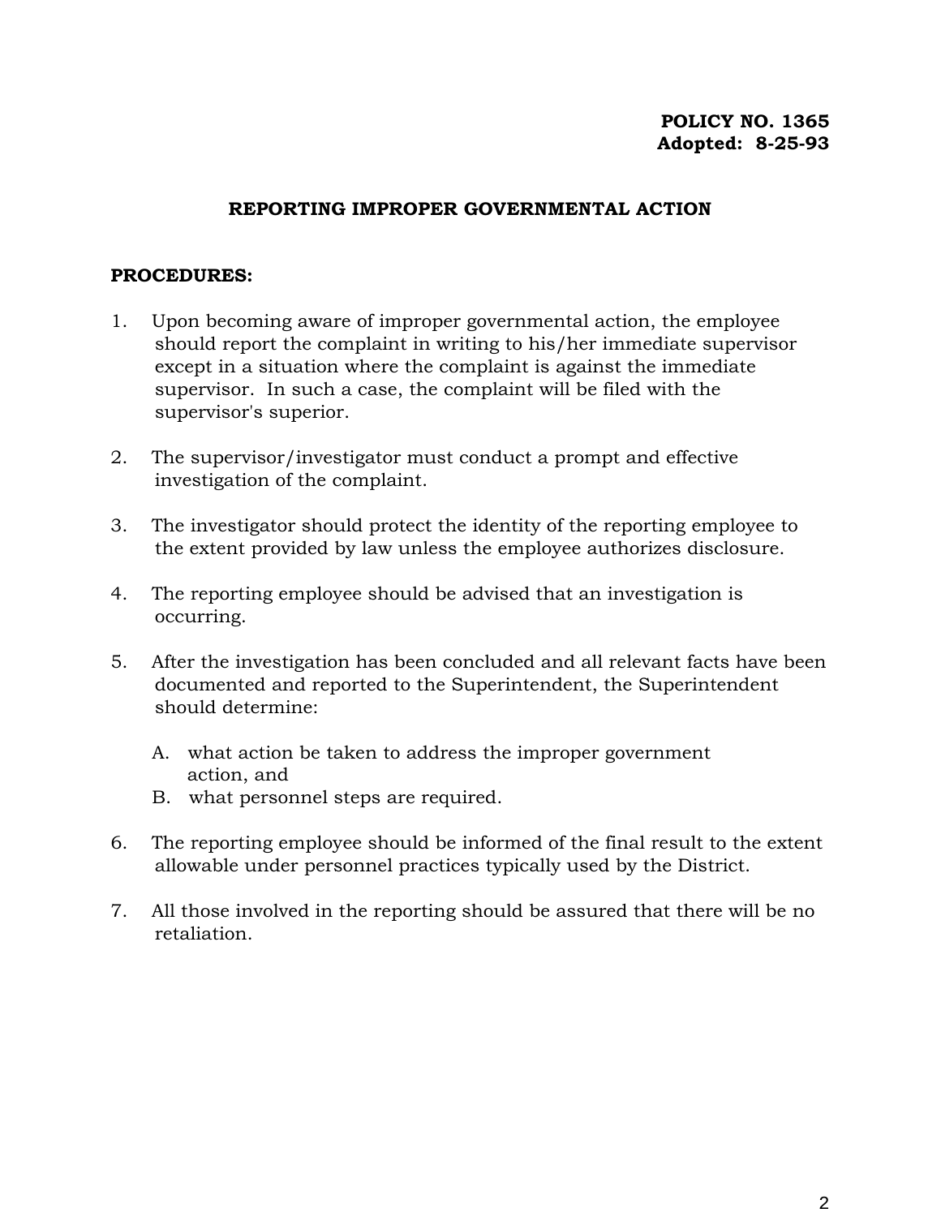**POLICY NO. 1365**
**Adopted: 8-25-93**

## REPORTING IMPROPER GOVERNMENTAL ACTION

**PROCEDURES:**

1. Upon becoming aware of improper governmental action, the employee should report the complaint in writing to his/her immediate supervisor except in a situation where the complaint is against the immediate supervisor. In such a case, the complaint will be filed with the supervisor's superior.

2. The supervisor/investigator must conduct a prompt and effective investigation of the complaint.

3. The investigator should protect the identity of the reporting employee to the extent provided by law unless the employee authorizes disclosure.

4. The reporting employee should be advised that an investigation is occurring.

5. After the investigation has been concluded and all relevant facts have been documented and reported to the Superintendent, the Superintendent should determine:

   A. what action be taken to address the improper government action, and
   B. what personnel steps are required.

6. The reporting employee should be informed of the final result to the extent allowable under personnel practices typically used by the District.

7. All those involved in the reporting should be assured that there will be no retaliation.